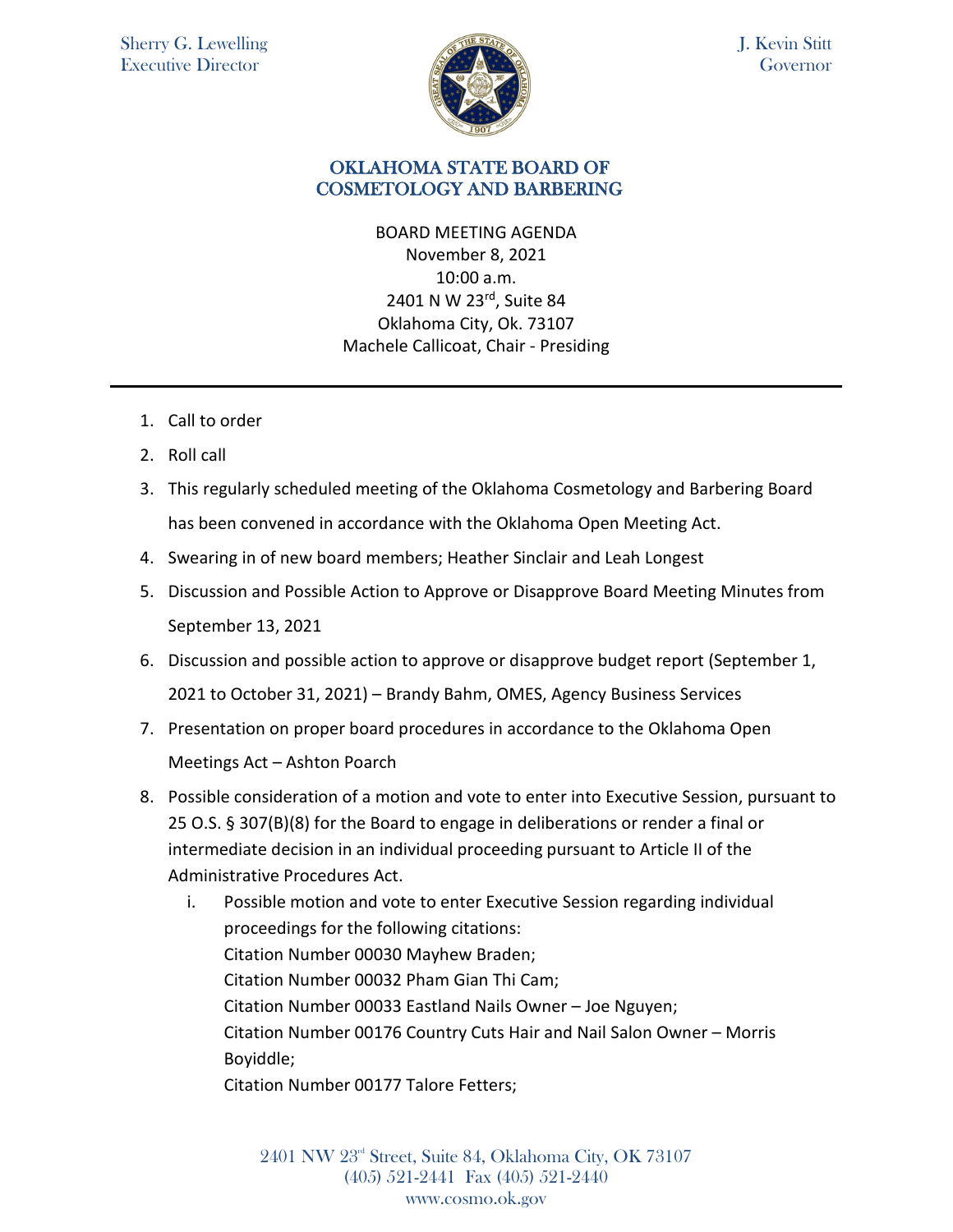Sherry G. Lewelling
Executive Director

J. Kevin Stitt
Governor

# OKLAHOMA STATE BOARD OF COSMETOLOGY AND BARBERING

BOARD MEETING AGENDA
November 8, 2021
10:00 a.m.
2401 N W 23rd, Suite 84
Oklahoma City, Ok. 73107
Machele Callicoat, Chair - Presiding

---

1. Call to order
2. Roll call
3. This regularly scheduled meeting of the Oklahoma Cosmetology and Barbering Board has been convened in accordance with the Oklahoma Open Meeting Act.
4. Swearing in of new board members; Heather Sinclair and Leah Longest
5. Discussion and Possible Action to Approve or Disapprove Board Meeting Minutes from September 13, 2021
6. Discussion and possible action to approve or disapprove budget report (September 1, 2021 to October 31, 2021) – Brandy Bahm, OMES, Agency Business Services
7. Presentation on proper board procedures in accordance to the Oklahoma Open Meetings Act – Ashton Poarch
8. Possible consideration of a motion and vote to enter into Executive Session, pursuant to 25 O.S. § 307(B)(8) for the Board to engage in deliberations or render a final or intermediate decision in an individual proceeding pursuant to Article II of the Administrative Procedures Act.
   i. Possible motion and vote to enter Executive Session regarding individual proceedings for the following citations:
      Citation Number 00030 Mayhew Braden;
      Citation Number 00032 Pham Gian Thi Cam;
      Citation Number 00033 Eastland Nails Owner – Joe Nguyen;
      Citation Number 00176 Country Cuts Hair and Nail Salon Owner – Morris Boyiddle;
      Citation Number 00177 Talore Fetters;

2401 NW 23rd Street, Suite 84, Oklahoma City, OK 73107
(405) 521-2441 Fax (405) 521-2440
www.cosmo.ok.gov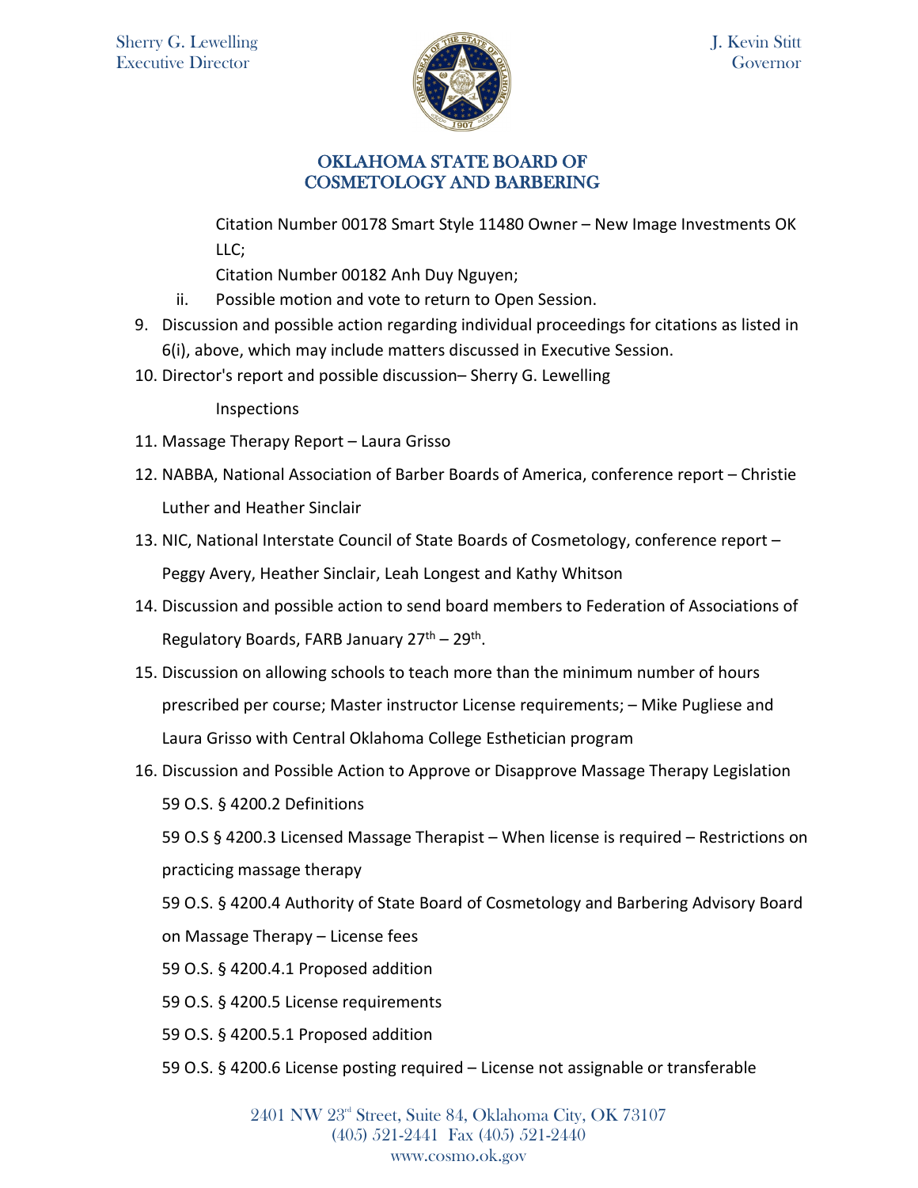Citation Number 00178 Smart Style 11480 Owner – New Image Investments OK LLC;

Citation Number 00182 Anh Duy Nguyen;

ii. Possible motion and vote to return to Open Session.

9. Discussion and possible action regarding individual proceedings for citations as listed in 6(i), above, which may include matters discussed in Executive Session.
10. Director's report and possible discussion– Sherry G. Lewelling

    Inspections

11. Massage Therapy Report – Laura Grisso
12. NABBA, National Association of Barber Boards of America, conference report – Christie Luther and Heather Sinclair
13. NIC, National Interstate Council of State Boards of Cosmetology, conference report – Peggy Avery, Heather Sinclair, Leah Longest and Kathy Whitson
14. Discussion and possible action to send board members to Federation of Associations of Regulatory Boards, FARB January 27th – 29th.
15. Discussion on allowing schools to teach more than the minimum number of hours prescribed per course; Master instructor License requirements; – Mike Pugliese and Laura Grisso with Central Oklahoma College Esthetician program
16. Discussion and Possible Action to Approve or Disapprove Massage Therapy Legislation

    59 O.S. § 4200.2 Definitions

    59 O.S § 4200.3 Licensed Massage Therapist – When license is required – Restrictions on practicing massage therapy

    59 O.S. § 4200.4 Authority of State Board of Cosmetology and Barbering Advisory Board on Massage Therapy – License fees

    59 O.S. § 4200.4.1 Proposed addition

    59 O.S. § 4200.5 License requirements

    59 O.S. § 4200.5.1 Proposed addition

    59 O.S. § 4200.6 License posting required – License not assignable or transferable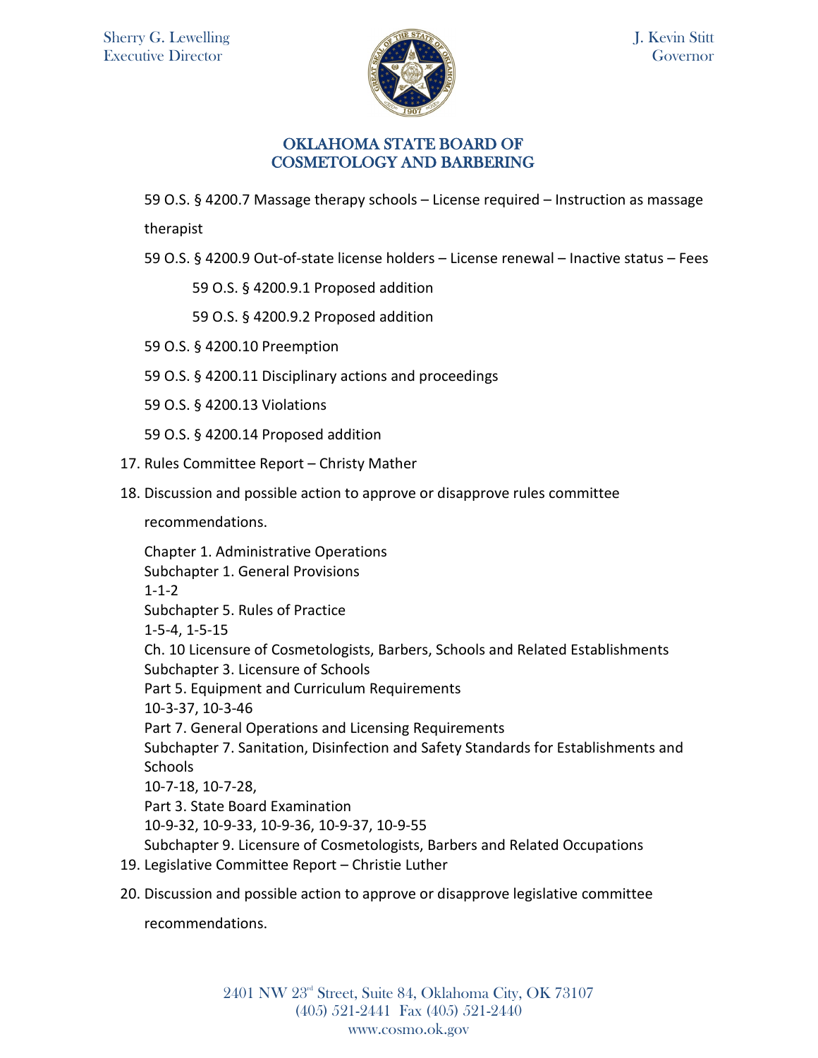59 O.S. § 4200.7 Massage therapy schools – License required – Instruction as massage therapist

59 O.S. § 4200.9 Out-of-state license holders – License renewal – Inactive status – Fees

- 59 O.S. § 4200.9.1 Proposed addition
- 59 O.S. § 4200.9.2 Proposed addition

59 O.S. § 4200.10 Preemption

59 O.S. § 4200.11 Disciplinary actions and proceedings

59 O.S. § 4200.13 Violations

59 O.S. § 4200.14 Proposed addition

17. Rules Committee Report – Christy Mather
18. Discussion and possible action to approve or disapprove rules committee recommendations.

    Chapter 1. Administrative Operations
    Subchapter 1. General Provisions
    1-1-2
    Subchapter 5. Rules of Practice
    1-5-4, 1-5-15
    Ch. 10 Licensure of Cosmetologists, Barbers, Schools and Related Establishments
    Subchapter 3. Licensure of Schools
    Part 5. Equipment and Curriculum Requirements
    10-3-37, 10-3-46
    Part 7. General Operations and Licensing Requirements
    Subchapter 7. Sanitation, Disinfection and Safety Standards for Establishments and Schools
    10-7-18, 10-7-28,
    Part 3. State Board Examination
    10-9-32, 10-9-33, 10-9-36, 10-9-37, 10-9-55
    Subchapter 9. Licensure of Cosmetologists, Barbers and Related Occupations
19. Legislative Committee Report – Christie Luther
20. Discussion and possible action to approve or disapprove legislative committee recommendations.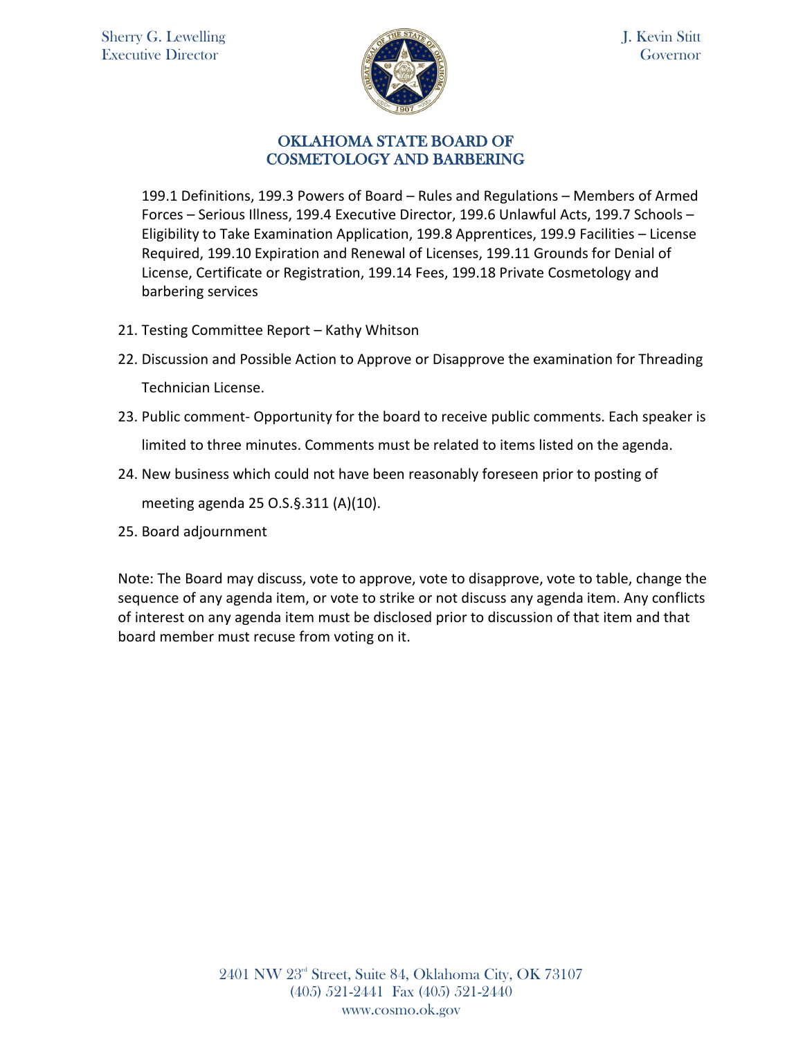Sherry G. Lewelling
Executive Director

J. Kevin Stitt
Governor

# OKLAHOMA STATE BOARD OF COSMETOLOGY AND BARBERING

199.1 Definitions, 199.3 Powers of Board – Rules and Regulations – Members of Armed Forces – Serious Illness, 199.4 Executive Director, 199.6 Unlawful Acts, 199.7 Schools – Eligibility to Take Examination Application, 199.8 Apprentices, 199.9 Facilities – License Required, 199.10 Expiration and Renewal of Licenses, 199.11 Grounds for Denial of License, Certificate or Registration, 199.14 Fees, 199.18 Private Cosmetology and barbering services

21. Testing Committee Report – Kathy Whitson
22. Discussion and Possible Action to Approve or Disapprove the examination for Threading Technician License.
23. Public comment- Opportunity for the board to receive public comments. Each speaker is limited to three minutes. Comments must be related to items listed on the agenda.
24. New business which could not have been reasonably foreseen prior to posting of meeting agenda 25 O.S.§.311 (A)(10).
25. Board adjournment

Note: The Board may discuss, vote to approve, vote to disapprove, vote to table, change the sequence of any agenda item, or vote to strike or not discuss any agenda item. Any conflicts of interest on any agenda item must be disclosed prior to discussion of that item and that board member must recuse from voting on it.

2401 NW 23rd Street, Suite 84, Oklahoma City, OK 73107
(405) 521-2441 Fax (405) 521-2440
www.cosmo.ok.gov